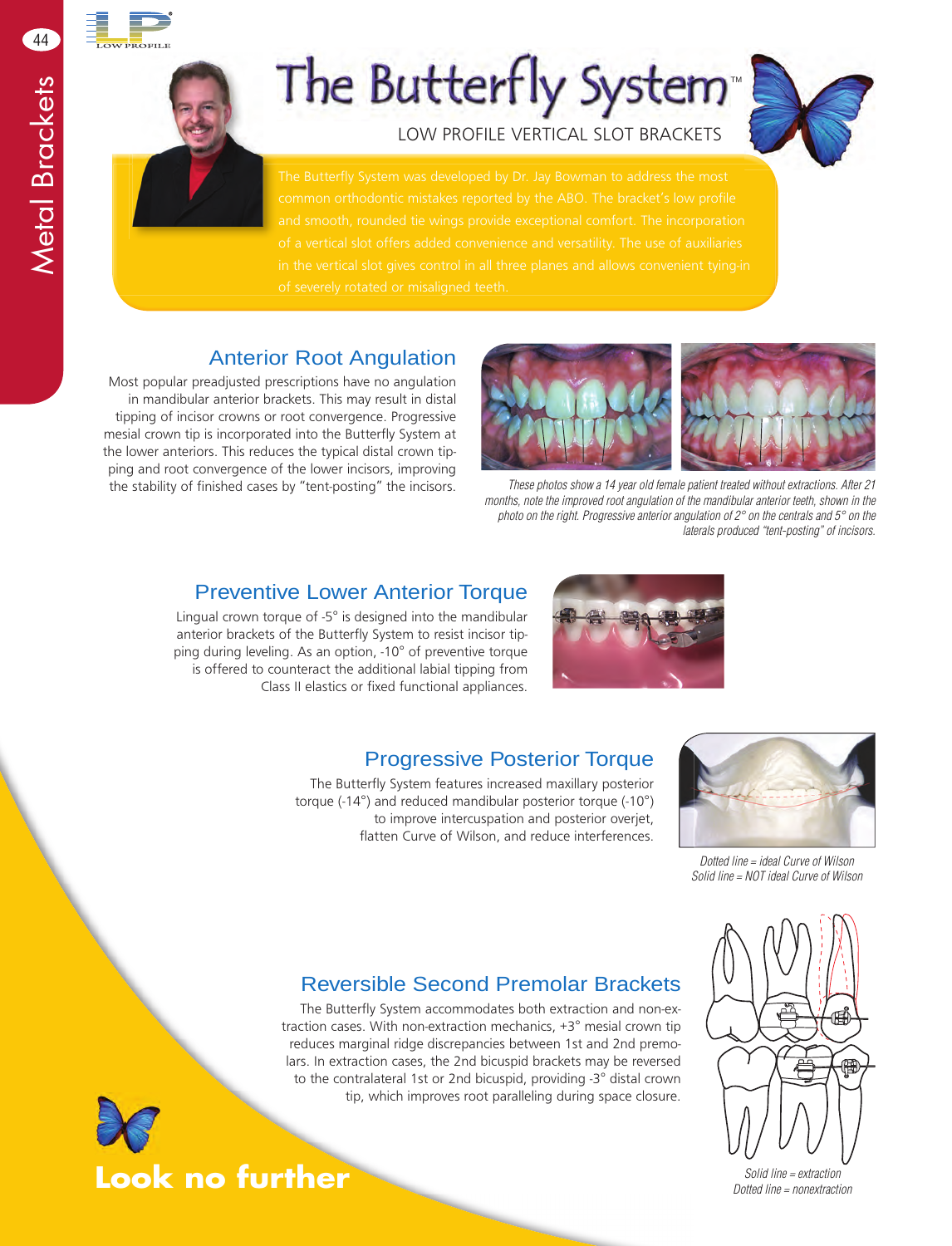# The Butterfly System™

LOW PROFILE VERTICAL SLOT BRACKETS

The Butterfly System was developed by Dr. Jay Bowman to address the most common orthodontic mistakes reported by the ABO. The bracket's low profile and smooth, rounded tie wings provide exceptional comfort. The incorporation of a vertical slot offers added convenience and versatility. The use of auxiliaries in the vertical slot gives control in all three planes and allows convenient tying-in of severely rotated or misaligned teeth.

## Anterior Root Angulation

Most popular preadjusted prescriptions have no angulation in mandibular anterior brackets. This may result in distal tipping of incisor crowns or root convergence. Progressive mesial crown tip is incorporated into the Butterfly System at the lower anteriors. This reduces the typical distal crown tipping and root convergence of the lower incisors, improving the stability of finished cases by "tent-posting" the incisors.

*These photos show a 14 year old female patient treated without extractions. After 21 months, note the improved root angulation of the mandibular anterior teeth, shown in the photo on the right. Progressive anterior angulation of 2° on the centrals and 5° on the laterals produced "tent-posting" of incisors.*

## Preventive Lower Anterior Torque

Lingual crown torque of -5° is designed into the mandibular anterior brackets of the Butterfly System to resist incisor tipping during leveling. As an option, -10° of preventive torque is offered to counteract the additional labial tipping from Class II elastics or fixed functional appliances.

## Progressive Posterior Torque

The Butterfly System features increased maxillary posterior torque (-14°) and reduced mandibular posterior torque (-10°) to improve intercuspation and posterior overjet, flatten Curve of Wilson, and reduce interferences.

*Dotted line = ideal Curve of Wilson*
*Solid line = NOT ideal Curve of Wilson*

## Reversible Second Premolar Brackets

The Butterfly System accommodates both extraction and non-extraction cases. With non-extraction mechanics, +3° mesial crown tip reduces marginal ridge discrepancies between 1st and 2nd premolars. In extraction cases, the 2nd bicuspid brackets may be reversed to the contralateral 1st or 2nd bicuspid, providing -3° distal crown tip, which improves root paralleling during space closure.

*Solid line = extraction*
*Dotted line = nonextraction*

**Look no further**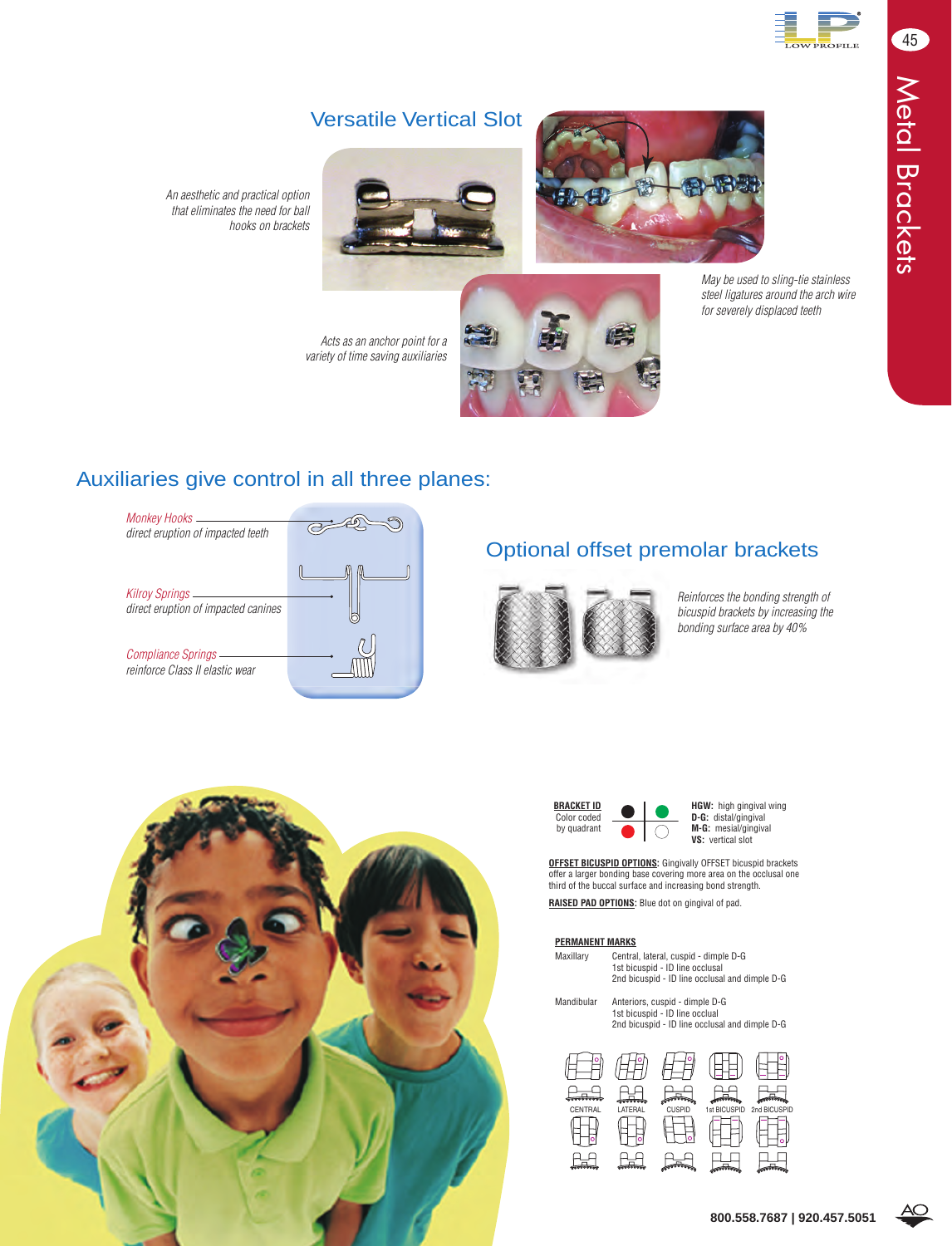## Versatile Vertical Slot

*An aesthetic and practical option that eliminates the need for ball hooks on brackets*

*May be used to sling-tie stainless steel ligatures around the arch wire for severely displaced teeth*

*Acts as an anchor point for a variety of time saving auxiliaries*

## Auxiliaries give control in all three planes:

*Monkey Hooks*
*direct eruption of impacted teeth*

*Kilroy Springs*
*direct eruption of impacted canines*

*Compliance Springs*
*reinforce Class II elastic wear*

## Optional offset premolar brackets

*Reinforces the bonding strength of bicuspid brackets by increasing the bonding surface area by 40%*

**BRACKET ID**
Color coded by quadrant

**HGW:** high gingival wing
**D-G:** distal/gingival
**M-G:** mesial/gingival
**VS:** vertical slot

**OFFSET BICUSPID OPTIONS:** Gingivally OFFSET bicuspid brackets offer a larger bonding base covering more area on the occlusal one third of the buccal surface and increasing bond strength.

**RAISED PAD OPTIONS:** Blue dot on gingival of pad.

**PERMANENT MARKS**

| | |
|---|---|
| Maxillary | Central, lateral, cuspid - dimple D-G<br>1st bicuspid - ID line occlusal<br>2nd bicuspid - ID line occlusal and dimple D-G |
| Mandibular | Anteriors, cuspid - dimple D-G<br>1st bicuspid - ID line occlual<br>2nd bicuspid - ID line occlusal and dimple D-G |

CENTRAL LATERAL CUSPID 1st BICUSPID 2nd BICUSPID

800.558.7687 | 920.457.5051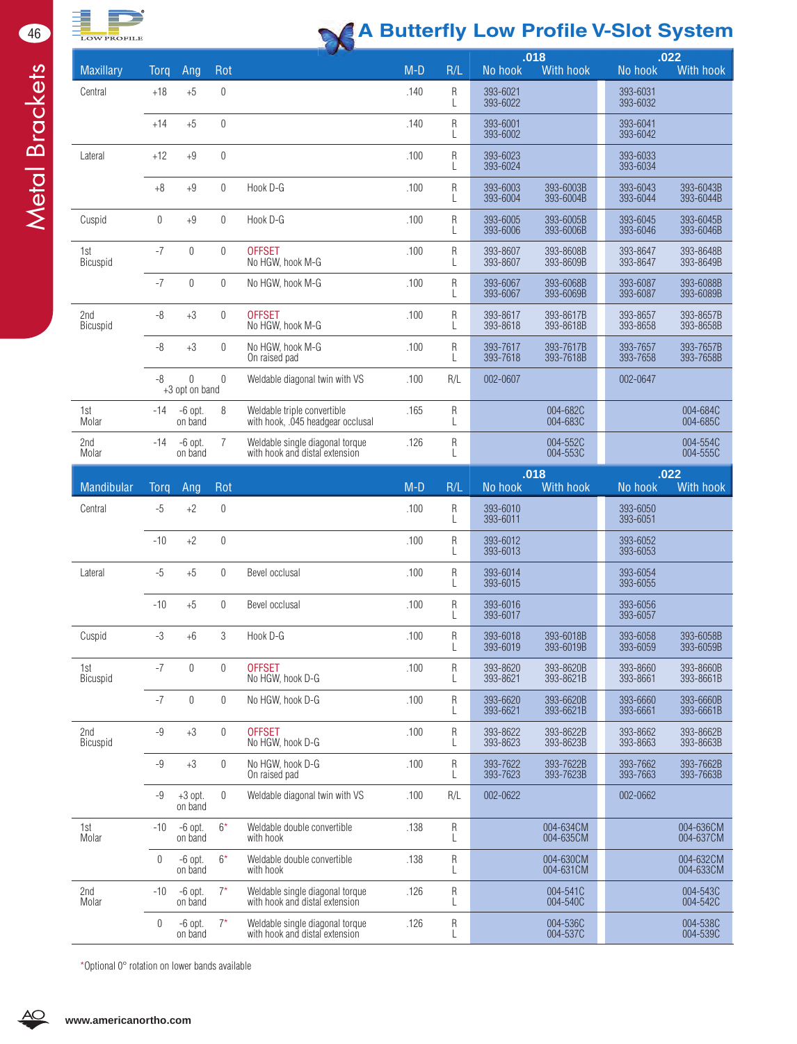# A Butterfly Low Profile V-Slot System

Metal Brackets

| Maxillary | Torq | Ang | Rot | | M-D | R/L | .018 No hook | .018 With hook | .022 No hook | .022 With hook |
|---|---|---|---|---|---|---|---|---|---|---|
| Central | +18 | +5 | 0 | | .140 | R<br>L | 393-6021<br>393-6022 | | 393-6031<br>393-6032 | |
| | +14 | +5 | 0 | | .140 | R<br>L | 393-6001<br>393-6002 | | 393-6041<br>393-6042 | |
| Lateral | +12 | +9 | 0 | | .100 | R<br>L | 393-6023<br>393-6024 | | 393-6033<br>393-6034 | |
| | +8 | +9 | 0 | Hook D-G | .100 | R<br>L | 393-6003<br>393-6004 | 393-6003B<br>393-6004B | 393-6043<br>393-6044 | 393-6043B<br>393-6044B |
| Cuspid | 0 | +9 | 0 | Hook D-G | .100 | R<br>L | 393-6005<br>393-6006 | 393-6005B<br>393-6006B | 393-6045<br>393-6046 | 393-6045B<br>393-6046B |
| 1st Bicuspid | -7 | 0 | 0 | OFFSET<br>No HGW, hook M-G | .100 | R<br>L | 393-8607<br>393-8607 | 393-8608B<br>393-8609B | 393-8647<br>393-8647 | 393-8648B<br>393-8649B |
| | -7 | 0 | 0 | No HGW, hook M-G | .100 | R<br>L | 393-6067<br>393-6067 | 393-6068B<br>393-6069B | 393-6087<br>393-6087 | 393-6088B<br>393-6089B |
| 2nd Bicuspid | -8 | +3 | 0 | OFFSET<br>No HGW, hook M-G | .100 | R<br>L | 393-8617<br>393-8618 | 393-8617B<br>393-8618B | 393-8657<br>393-8658 | 393-8657B<br>393-8658B |
| | -8 | +3 | 0 | No HGW, hook M-G<br>On raised pad | .100 | R<br>L | 393-7617<br>393-7618 | 393-7617B<br>393-7618B | 393-7657<br>393-7658 | 393-7657B<br>393-7658B |
| | -8 | 0<br>+3 opt on band | 0 | Weldable diagonal twin with VS | .100 | R/L | 002-0607 | | 002-0647 | |
| 1st Molar | -14 | -6 opt.<br>on band | 8 | Weldable triple convertible<br>with hook, .045 headgear occlusal | .165 | R<br>L | | 004-682C<br>004-683C | | 004-684C<br>004-685C |
| 2nd Molar | -14 | -6 opt.<br>on band | 7 | Weldable single diagonal torque<br>with hook and distal extension | .126 | R<br>L | | 004-552C<br>004-553C | | 004-554C<br>004-555C |

| Mandibular | Torq | Ang | Rot | | M-D | R/L | .018 No hook | .018 With hook | .022 No hook | .022 With hook |
|---|---|---|---|---|---|---|---|---|---|---|
| Central | -5 | +2 | 0 | | .100 | R<br>L | 393-6010<br>393-6011 | | 393-6050<br>393-6051 | |
| | -10 | +2 | 0 | | .100 | R<br>L | 393-6012<br>393-6013 | | 393-6052<br>393-6053 | |
| Lateral | -5 | +5 | 0 | Bevel occlusal | .100 | R<br>L | 393-6014<br>393-6015 | | 393-6054<br>393-6055 | |
| | -10 | +5 | 0 | Bevel occlusal | .100 | R<br>L | 393-6016<br>393-6017 | | 393-6056<br>393-6057 | |
| Cuspid | -3 | +6 | 3 | Hook D-G | .100 | R<br>L | 393-6018<br>393-6019 | 393-6018B<br>393-6019B | 393-6058<br>393-6059 | 393-6058B<br>393-6059B |
| 1st Bicuspid | -7 | 0 | 0 | OFFSET<br>No HGW, hook D-G | .100 | R<br>L | 393-8620<br>393-8621 | 393-8620B<br>393-8621B | 393-8660<br>393-8661 | 393-8660B<br>393-8661B |
| | -7 | 0 | 0 | No HGW, hook D-G | .100 | R<br>L | 393-6620<br>393-6621 | 393-6620B<br>393-6621B | 393-6660<br>393-6661 | 393-6660B<br>393-6661B |
| 2nd Bicuspid | -9 | +3 | 0 | OFFSET<br>No HGW, hook D-G | .100 | R<br>L | 393-8622<br>393-8623 | 393-8622B<br>393-8623B | 393-8662<br>393-8663 | 393-8662B<br>393-8663B |
| | -9 | +3 | 0 | No HGW, hook D-G<br>On raised pad | .100 | R<br>L | 393-7622<br>393-7623 | 393-7622B<br>393-7623B | 393-7662<br>393-7663 | 393-7662B<br>393-7663B |
| | -9 | +3 opt.<br>on band | 0 | Weldable diagonal twin with VS | .100 | R/L | 002-0622 | | 002-0662 | |
| 1st Molar | -10 | -6 opt.<br>on band | 6* | Weldable double convertible<br>with hook | .138 | R<br>L | | 004-634CM<br>004-635CM | | 004-636CM<br>004-637CM |
| | 0 | -6 opt.<br>on band | 6* | Weldable double convertible<br>with hook | .138 | R<br>L | | 004-630CM<br>004-631CM | | 004-632CM<br>004-633CM |
| 2nd Molar | -10 | -6 opt.<br>on band | 7* | Weldable single diagonal torque<br>with hook and distal extension | .126 | R<br>L | | 004-541C<br>004-540C | | 004-543C<br>004-542C |
| | 0 | -6 opt.<br>on band | 7* | Weldable single diagonal torque<br>with hook and distal extension | .126 | R<br>L | | 004-536C<br>004-537C | | 004-538C<br>004-539C |

*Optional 0° rotation on lower bands available

www.americanortho.com